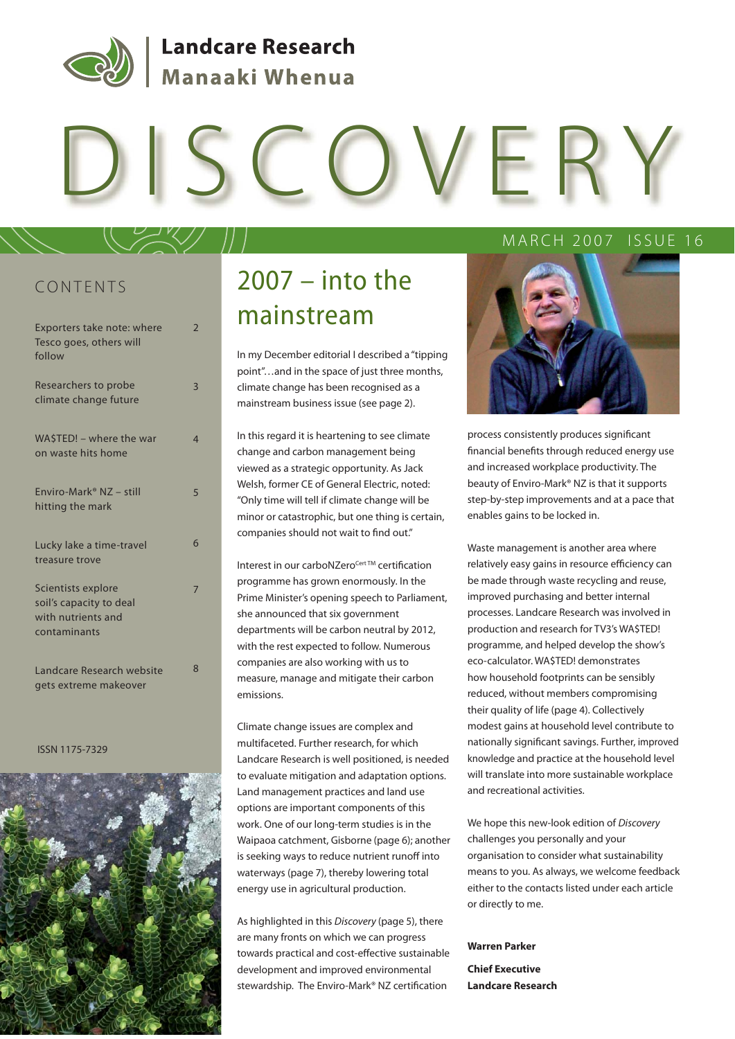Landcare Research
Manaaki Whenua

# DISCOVERY

MARCH 2007 ISSUE 16

## CONTENTS

- Exporters take note: where Tesco goes, others will follow — 2
- Researchers to probe climate change future — 3
- WA$TED! – where the war on waste hits home — 4
- Enviro-Mark® NZ – still hitting the mark — 5
- Lucky lake a time-travel treasure trove — 6
- Scientists explore soil's capacity to deal with nutrients and contaminants — 7
- Landcare Research website gets extreme makeover — 8

ISSN 1175-7329

# 2007 – into the mainstream

In my December editorial I described a "tipping point"…and in the space of just three months, climate change has been recognised as a mainstream business issue (see page 2).

In this regard it is heartening to see climate change and carbon management being viewed as a strategic opportunity. As Jack Welsh, former CE of General Electric, noted: "Only time will tell if climate change will be minor or catastrophic, but one thing is certain, companies should not wait to find out."

Interest in our carboNZero[Cert TM] certification programme has grown enormously. In the Prime Minister's opening speech to Parliament, she announced that six government departments will be carbon neutral by 2012, with the rest expected to follow. Numerous companies are also working with us to measure, manage and mitigate their carbon emissions.

Climate change issues are complex and multifaceted. Further research, for which Landcare Research is well positioned, is needed to evaluate mitigation and adaptation options. Land management practices and land use options are important components of this work. One of our long-term studies is in the Waipaoa catchment, Gisborne (page 6); another is seeking ways to reduce nutrient runoff into waterways (page 7), thereby lowering total energy use in agricultural production.

As highlighted in this *Discovery* (page 5), there are many fronts on which we can progress towards practical and cost-effective sustainable development and improved environmental stewardship. The Enviro-Mark® NZ certification process consistently produces significant financial benefits through reduced energy use and increased workplace productivity. The beauty of Enviro-Mark® NZ is that it supports step-by-step improvements and at a pace that enables gains to be locked in.

Waste management is another area where relatively easy gains in resource efficiency can be made through waste recycling and reuse, improved purchasing and better internal processes. Landcare Research was involved in production and research for TV3's WA$TED! programme, and helped develop the show's eco-calculator. WA$TED! demonstrates how household footprints can be sensibly reduced, without members compromising their quality of life (page 4). Collectively modest gains at household level contribute to nationally significant savings. Further, improved knowledge and practice at the household level will translate into more sustainable workplace and recreational activities.

We hope this new-look edition of *Discovery* challenges you personally and your organisation to consider what sustainability means to you. As always, we welcome feedback either to the contacts listed under each article or directly to me.

**Warren Parker**

**Chief Executive**
**Landcare Research**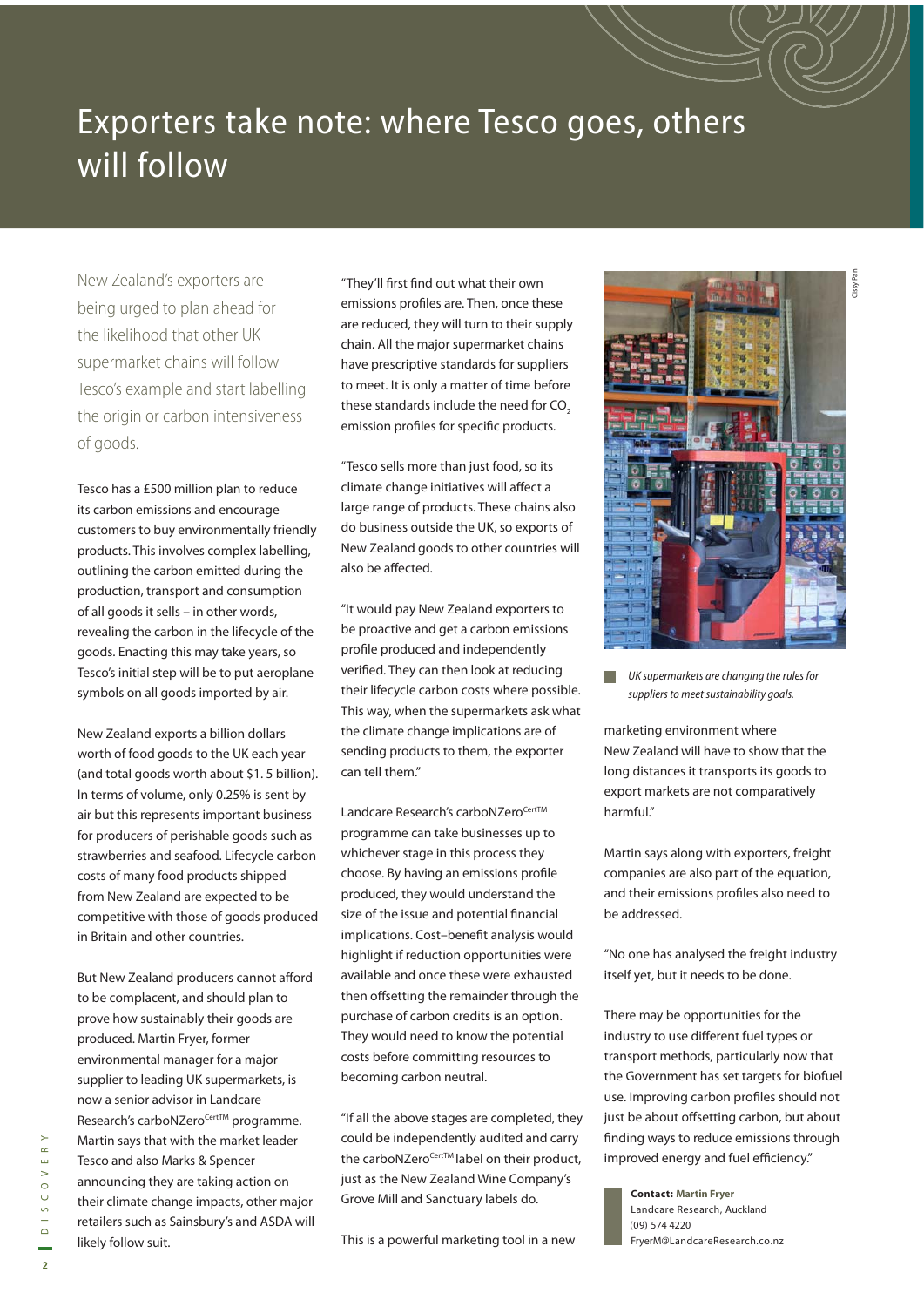# Exporters take note: where Tesco goes, others will follow

New Zealand's exporters are being urged to plan ahead for the likelihood that other UK supermarket chains will follow Tesco's example and start labelling the origin or carbon intensiveness of goods.

Tesco has a £500 million plan to reduce its carbon emissions and encourage customers to buy environmentally friendly products. This involves complex labelling, outlining the carbon emitted during the production, transport and consumption of all goods it sells – in other words, revealing the carbon in the lifecycle of the goods. Enacting this may take years, so Tesco's initial step will be to put aeroplane symbols on all goods imported by air.

New Zealand exports a billion dollars worth of food goods to the UK each year (and total goods worth about $1. 5 billion). In terms of volume, only 0.25% is sent by air but this represents important business for producers of perishable goods such as strawberries and seafood. Lifecycle carbon costs of many food products shipped from New Zealand are expected to be competitive with those of goods produced in Britain and other countries.

But New Zealand producers cannot afford to be complacent, and should plan to prove how sustainably their goods are produced. Martin Fryer, former environmental manager for a major supplier to leading UK supermarkets, is now a senior advisor in Landcare Research's carboNZero[CertTM] programme. Martin says that with the market leader Tesco and also Marks & Spencer announcing they are taking action on their climate change impacts, other major retailers such as Sainsbury's and ASDA will likely follow suit.

"They'll first find out what their own emissions profiles are. Then, once these are reduced, they will turn to their supply chain. All the major supermarket chains have prescriptive standards for suppliers to meet. It is only a matter of time before these standards include the need for $CO_2$ emission profiles for specific products.

"Tesco sells more than just food, so its climate change initiatives will affect a large range of products. These chains also do business outside the UK, so exports of New Zealand goods to other countries will also be affected.

"It would pay New Zealand exporters to be proactive and get a carbon emissions profile produced and independently verified. They can then look at reducing their lifecycle carbon costs where possible. This way, when the supermarkets ask what the climate change implications are of sending products to them, the exporter can tell them."

Landcare Research's carboNZero[CertTM] programme can take businesses up to whichever stage in this process they choose. By having an emissions profile produced, they would understand the size of the issue and potential financial implications. Cost–benefit analysis would highlight if reduction opportunities were available and once these were exhausted then offsetting the remainder through the purchase of carbon credits is an option. They would need to know the potential costs before committing resources to becoming carbon neutral.

"If all the above stages are completed, they could be independently audited and carry the carboNZero[CertTM] label on their product, just as the New Zealand Wine Company's Grove Mill and Sanctuary labels do.

This is a powerful marketing tool in a new marketing environment where New Zealand will have to show that the long distances it transports its goods to export markets are not comparatively harmful."

*UK supermarkets are changing the rules for suppliers to meet sustainability goals.*

Martin says along with exporters, freight companies are also part of the equation, and their emissions profiles also need to be addressed.

"No one has analysed the freight industry itself yet, but it needs to be done.

There may be opportunities for the industry to use different fuel types or transport methods, particularly now that the Government has set targets for biofuel use. Improving carbon profiles should not just be about offsetting carbon, but about finding ways to reduce emissions through improved energy and fuel efficiency."

**Contact: Martin Fryer**
Landcare Research, Auckland
(09) 574 4220
FryerM@LandcareResearch.co.nz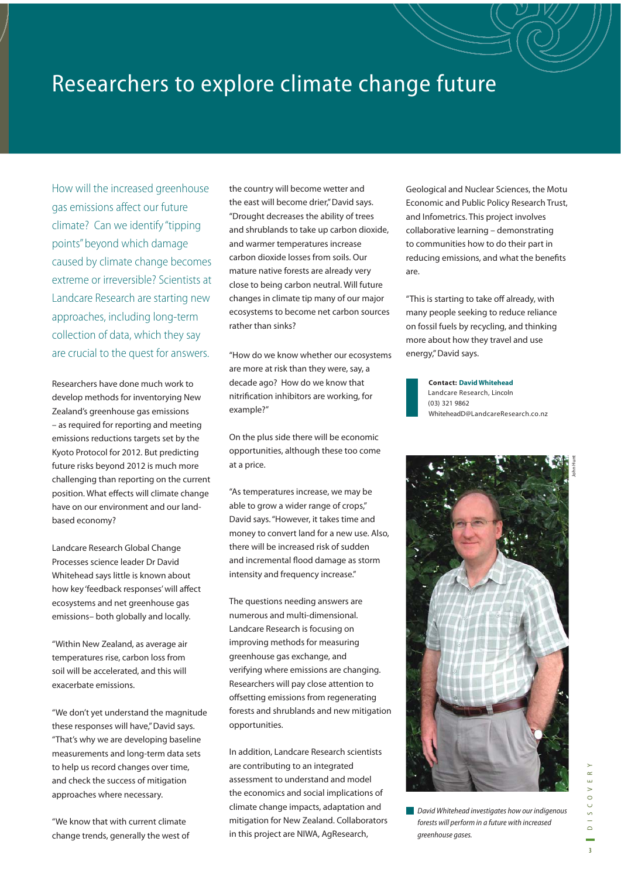# Researchers to explore climate change future

How will the increased greenhouse gas emissions affect our future climate? Can we identify "tipping points" beyond which damage caused by climate change becomes extreme or irreversible? Scientists at Landcare Research are starting new approaches, including long-term collection of data, which they say are crucial to the quest for answers.

Researchers have done much work to develop methods for inventorying New Zealand's greenhouse gas emissions – as required for reporting and meeting emissions reductions targets set by the Kyoto Protocol for 2012. But predicting future risks beyond 2012 is much more challenging than reporting on the current position. What effects will climate change have on our environment and our land-based economy?

Landcare Research Global Change Processes science leader Dr David Whitehead says little is known about how key 'feedback responses' will affect ecosystems and net greenhouse gas emissions– both globally and locally.

"Within New Zealand, as average air temperatures rise, carbon loss from soil will be accelerated, and this will exacerbate emissions.

"We don't yet understand the magnitude these responses will have," David says. "That's why we are developing baseline measurements and long-term data sets to help us record changes over time, and check the success of mitigation approaches where necessary.

"We know that with current climate change trends, generally the west of the country will become wetter and the east will become drier," David says. "Drought decreases the ability of trees and shrublands to take up carbon dioxide, and warmer temperatures increase carbon dioxide losses from soils. Our mature native forests are already very close to being carbon neutral. Will future changes in climate tip many of our major ecosystems to become net carbon sources rather than sinks?

"How do we know whether our ecosystems are more at risk than they were, say, a decade ago? How do we know that nitrification inhibitors are working, for example?"

On the plus side there will be economic opportunities, although these too come at a price.

"As temperatures increase, we may be able to grow a wider range of crops," David says. "However, it takes time and money to convert land for a new use. Also, there will be increased risk of sudden and incremental flood damage as storm intensity and frequency increase."

The questions needing answers are numerous and multi-dimensional. Landcare Research is focusing on improving methods for measuring greenhouse gas exchange, and verifying where emissions are changing. Researchers will pay close attention to offsetting emissions from regenerating forests and shrublands and new mitigation opportunities.

In addition, Landcare Research scientists are contributing to an integrated assessment to understand and model the economics and social implications of climate change impacts, adaptation and mitigation for New Zealand. Collaborators in this project are NIWA, AgResearch, Geological and Nuclear Sciences, the Motu Economic and Public Policy Research Trust, and Infometrics. This project involves collaborative learning – demonstrating to communities how to do their part in reducing emissions, and what the benefits are.

"This is starting to take off already, with many people seeking to reduce reliance on fossil fuels by recycling, and thinking more about how they travel and use energy," David says.

**Contact: David Whitehead**
Landcare Research, Lincoln
(03) 321 9862
WhiteheadD@LandcareResearch.co.nz

*David Whitehead investigates how our indigenous forests will perform in a future with increased greenhouse gases.*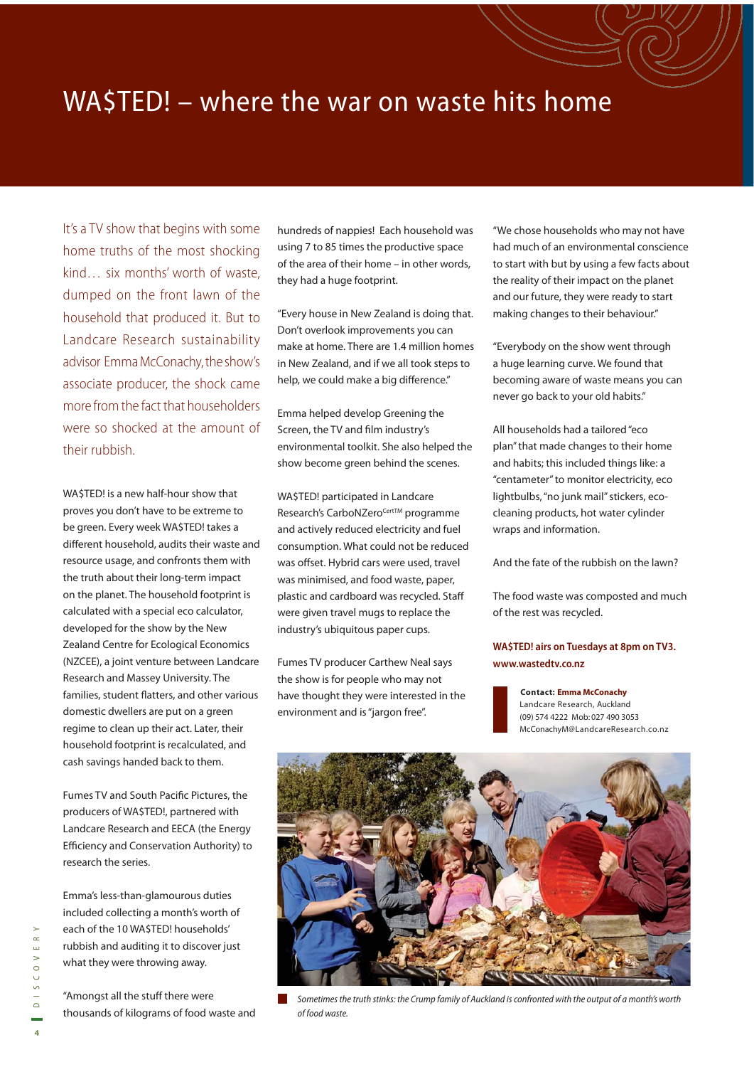# WA$TED! – where the war on waste hits home

It's a TV show that begins with some home truths of the most shocking kind… six months' worth of waste, dumped on the front lawn of the household that produced it. But to Landcare Research sustainability advisor Emma McConachy, the show's associate producer, the shock came more from the fact that householders were so shocked at the amount of their rubbish.

WA$TED! is a new half-hour show that proves you don't have to be extreme to be green. Every week WA$TED! takes a different household, audits their waste and resource usage, and confronts them with the truth about their long-term impact on the planet. The household footprint is calculated with a special eco calculator, developed for the show by the New Zealand Centre for Ecological Economics (NZCEE), a joint venture between Landcare Research and Massey University. The families, student flatters, and other various domestic dwellers are put on a green regime to clean up their act. Later, their household footprint is recalculated, and cash savings handed back to them.

Fumes TV and South Pacific Pictures, the producers of WA$TED!, partnered with Landcare Research and EECA (the Energy Efficiency and Conservation Authority) to research the series.

Emma's less-than-glamourous duties included collecting a month's worth of each of the 10 WA$TED! households' rubbish and auditing it to discover just what they were throwing away.

"Amongst all the stuff there were thousands of kilograms of food waste and hundreds of nappies! Each household was using 7 to 85 times the productive space of the area of their home – in other words, they had a huge footprint.

"Every house in New Zealand is doing that. Don't overlook improvements you can make at home. There are 1.4 million homes in New Zealand, and if we all took steps to help, we could make a big difference."

Emma helped develop Greening the Screen, the TV and film industry's environmental toolkit. She also helped the show become green behind the scenes.

WA$TED! participated in Landcare Research's CarboNZero[CertTM] programme and actively reduced electricity and fuel consumption. What could not be reduced was offset. Hybrid cars were used, travel was minimised, and food waste, paper, plastic and cardboard was recycled. Staff were given travel mugs to replace the industry's ubiquitous paper cups.

Fumes TV producer Carthew Neal says the show is for people who may not have thought they were interested in the environment and is "jargon free".

"We chose households who may not have had much of an environmental conscience to start with but by using a few facts about the reality of their impact on the planet and our future, they were ready to start making changes to their behaviour."

"Everybody on the show went through a huge learning curve. We found that becoming aware of waste means you can never go back to your old habits."

All households had a tailored "eco plan" that made changes to their home and habits; this included things like: a "centameter" to monitor electricity, eco lightbulbs, "no junk mail" stickers, eco-cleaning products, hot water cylinder wraps and information.

And the fate of the rubbish on the lawn?

The food waste was composted and much of the rest was recycled.

**WA$TED! airs on Tuesdays at 8pm on TV3.**
**www.wastedtv.co.nz**

**Contact: Emma McConachy**
Landcare Research, Auckland
(09) 574 4222 Mob: 027 490 3053
McConachyM@LandcareResearch.co.nz

*Sometimes the truth stinks: the Crump family of Auckland is confronted with the output of a month's worth of food waste.*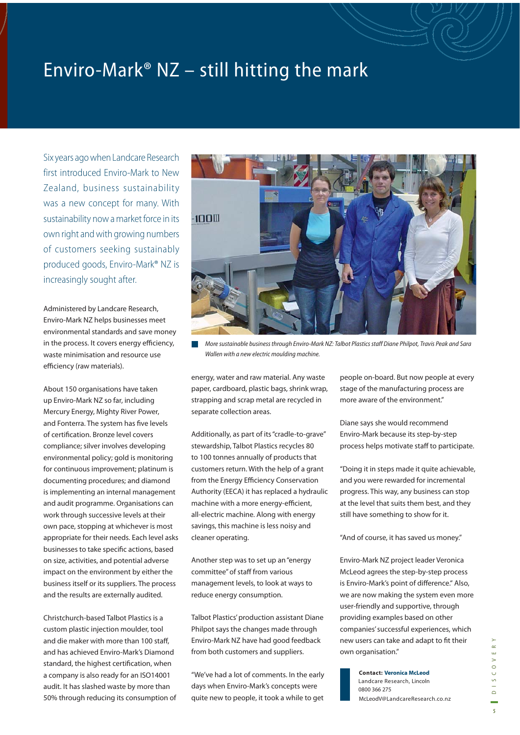# Enviro-Mark® NZ – still hitting the mark

Six years ago when Landcare Research first introduced Enviro-Mark to New Zealand, business sustainability was a new concept for many. With sustainability now a market force in its own right and with growing numbers of customers seeking sustainably produced goods, Enviro-Mark® NZ is increasingly sought after.

Administered by Landcare Research, Enviro-Mark NZ helps businesses meet environmental standards and save money in the process. It covers energy efficiency, waste minimisation and resource use efficiency (raw materials).

About 150 organisations have taken up Enviro-Mark NZ so far, including Mercury Energy, Mighty River Power, and Fonterra. The system has five levels of certification. Bronze level covers compliance; silver involves developing environmental policy; gold is monitoring for continuous improvement; platinum is documenting procedures; and diamond is implementing an internal management and audit programme. Organisations can work through successive levels at their own pace, stopping at whichever is most appropriate for their needs. Each level asks businesses to take specific actions, based on size, activities, and potential adverse impact on the environment by either the business itself or its suppliers. The process and the results are externally audited.

Christchurch-based Talbot Plastics is a custom plastic injection moulder, tool and die maker with more than 100 staff, and has achieved Enviro-Mark's Diamond standard, the highest certification, when a company is also ready for an ISO14001 audit. It has slashed waste by more than 50% through reducing its consumption of energy, water and raw material. Any waste paper, cardboard, plastic bags, shrink wrap, strapping and scrap metal are recycled in separate collection areas.

*More sustainable business through Enviro-Mark NZ: Talbot Plastics staff Diane Philpot, Travis Peak and Sara Wallen with a new electric moulding machine.*

Additionally, as part of its "cradle-to-grave" stewardship, Talbot Plastics recycles 80 to 100 tonnes annually of products that customers return. With the help of a grant from the Energy Efficiency Conservation Authority (EECA) it has replaced a hydraulic machine with a more energy-efficient, all-electric machine. Along with energy savings, this machine is less noisy and cleaner operating.

Another step was to set up an "energy committee" of staff from various management levels, to look at ways to reduce energy consumption.

Talbot Plastics' production assistant Diane Philpot says the changes made through Enviro-Mark NZ have had good feedback from both customers and suppliers.

"We've had a lot of comments. In the early days when Enviro-Mark's concepts were quite new to people, it took a while to get people on-board. But now people at every stage of the manufacturing process are more aware of the environment."

Diane says she would recommend Enviro-Mark because its step-by-step process helps motivate staff to participate.

"Doing it in steps made it quite achievable, and you were rewarded for incremental progress. This way, any business can stop at the level that suits them best, and they still have something to show for it.

"And of course, it has saved us money."

Enviro-Mark NZ project leader Veronica McLeod agrees the step-by-step process is Enviro-Mark's point of difference." Also, we are now making the system even more user-friendly and supportive, through providing examples based on other companies' successful experiences, which new users can take and adapt to fit their own organisation."

**Contact: Veronica McLeod**
Landcare Research, Lincoln
0800 366 275
McLeodV@LandcareResearch.co.nz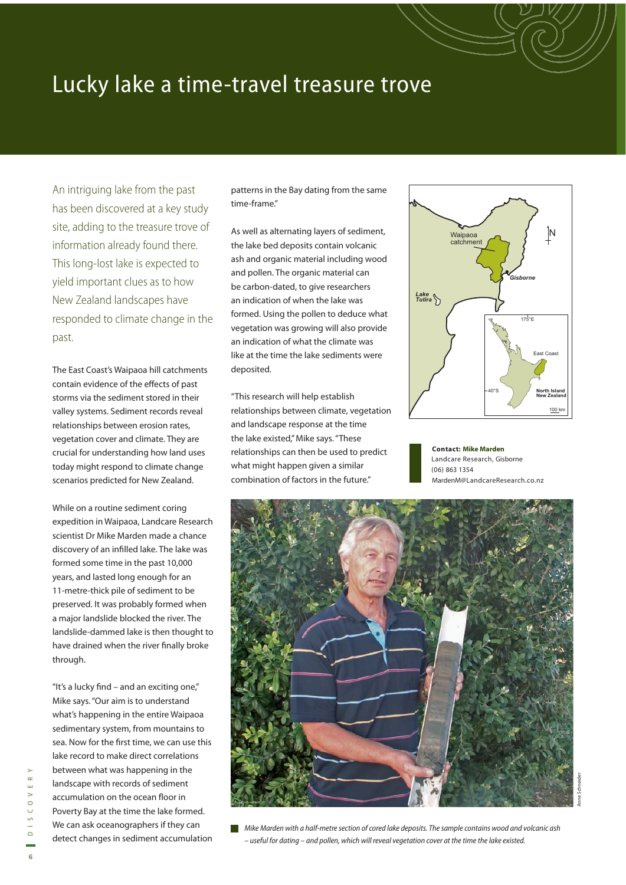# Lucky lake a time-travel treasure trove

An intriguing lake from the past has been discovered at a key study site, adding to the treasure trove of information already found there. This long-lost lake is expected to yield important clues as to how New Zealand landscapes have responded to climate change in the past.

The East Coast's Waipaoa hill catchments contain evidence of the effects of past storms via the sediment stored in their valley systems. Sediment records reveal relationships between erosion rates, vegetation cover and climate. They are crucial for understanding how land uses today might respond to climate change scenarios predicted for New Zealand.

While on a routine sediment coring expedition in Waipaoa, Landcare Research scientist Dr Mike Marden made a chance discovery of an infilled lake. The lake was formed some time in the past 10,000 years, and lasted long enough for an 11-metre-thick pile of sediment to be preserved. It was probably formed when a major landslide blocked the river. The landslide-dammed lake is then thought to have drained when the river finally broke through.

"It's a lucky find – and an exciting one," Mike says. "Our aim is to understand what's happening in the entire Waipaoa sedimentary system, from mountains to sea. Now for the first time, we can use this lake record to make direct correlations between what was happening in the landscape with records of sediment accumulation on the ocean floor in Poverty Bay at the time the lake formed. We can ask oceanographers if they can detect changes in sediment accumulation patterns in the Bay dating from the same time-frame."

As well as alternating layers of sediment, the lake bed deposits contain volcanic ash and organic material including wood and pollen. The organic material can be carbon-dated, to give researchers an indication of when the lake was formed. Using the pollen to deduce what vegetation was growing will also provide an indication of what the climate was like at the time the lake sediments were deposited.

"This research will help establish relationships between climate, vegetation and landscape response at the time the lake existed," Mike says. "These relationships can then be used to predict what might happen given a similar combination of factors in the future."

**Contact: Mike Marden**
Landcare Research, Gisborne
(06) 863 1354
MardenM@LandcareResearch.co.nz

*Mike Marden with a half-metre section of cored lake deposits. The sample contains wood and volcanic ash – useful for dating – and pollen, which will reveal vegetation cover at the time the lake existed.*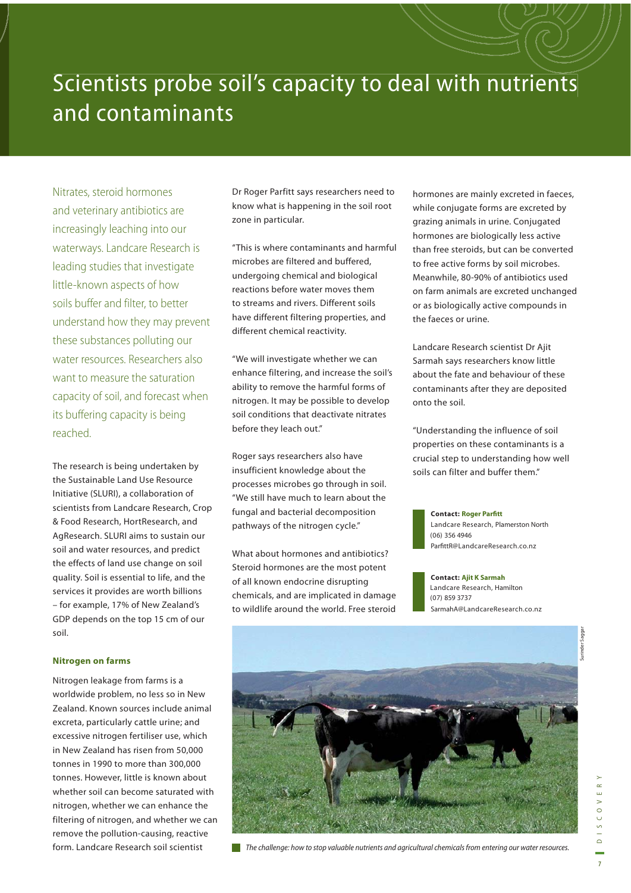# Scientists probe soil's capacity to deal with nutrients and contaminants

Nitrates, steroid hormones and veterinary antibiotics are increasingly leaching into our waterways. Landcare Research is leading studies that investigate little-known aspects of how soils buffer and filter, to better understand how they may prevent these substances polluting our water resources. Researchers also want to measure the saturation capacity of soil, and forecast when its buffering capacity is being reached.

The research is being undertaken by the Sustainable Land Use Resource Initiative (SLURI), a collaboration of scientists from Landcare Research, Crop & Food Research, HortResearch, and AgResearch. SLURI aims to sustain our soil and water resources, and predict the effects of land use change on soil quality. Soil is essential to life, and the services it provides are worth billions – for example, 17% of New Zealand's GDP depends on the top 15 cm of our soil.

### Nitrogen on farms

Nitrogen leakage from farms is a worldwide problem, no less so in New Zealand. Known sources include animal excreta, particularly cattle urine; and excessive nitrogen fertiliser use, which in New Zealand has risen from 50,000 tonnes in 1990 to more than 300,000 tonnes. However, little is known about whether soil can become saturated with nitrogen, whether we can enhance the filtering of nitrogen, and whether we can remove the pollution-causing, reactive form. Landcare Research soil scientist Dr Roger Parfitt says researchers need to know what is happening in the soil root zone in particular.

"This is where contaminants and harmful microbes are filtered and buffered, undergoing chemical and biological reactions before water moves them to streams and rivers. Different soils have different filtering properties, and different chemical reactivity.

"We will investigate whether we can enhance filtering, and increase the soil's ability to remove the harmful forms of nitrogen. It may be possible to develop soil conditions that deactivate nitrates before they leach out."

Roger says researchers also have insufficient knowledge about the processes microbes go through in soil. "We still have much to learn about the fungal and bacterial decomposition pathways of the nitrogen cycle."

What about hormones and antibiotics? Steroid hormones are the most potent of all known endocrine disrupting chemicals, and are implicated in damage to wildlife around the world. Free steroid hormones are mainly excreted in faeces, while conjugate forms are excreted by grazing animals in urine. Conjugated hormones are biologically less active than free steroids, but can be converted to free active forms by soil microbes. Meanwhile, 80-90% of antibiotics used on farm animals are excreted unchanged or as biologically active compounds in the faeces or urine.

Landcare Research scientist Dr Ajit Sarmah says researchers know little about the fate and behaviour of these contaminants after they are deposited onto the soil.

"Understanding the influence of soil properties on these contaminants is a crucial step to understanding how well soils can filter and buffer them."

**Contact: Roger Parfitt**
Landcare Research, Plamerston North
(06) 356 4946
ParfittR@LandcareResearch.co.nz

**Contact: Ajit K Sarmah**
Landcare Research, Hamilton
(07) 859 3737
SarmahA@LandcareResearch.co.nz

*The challenge: how to stop valuable nutrients and agricultural chemicals from entering our water resources.*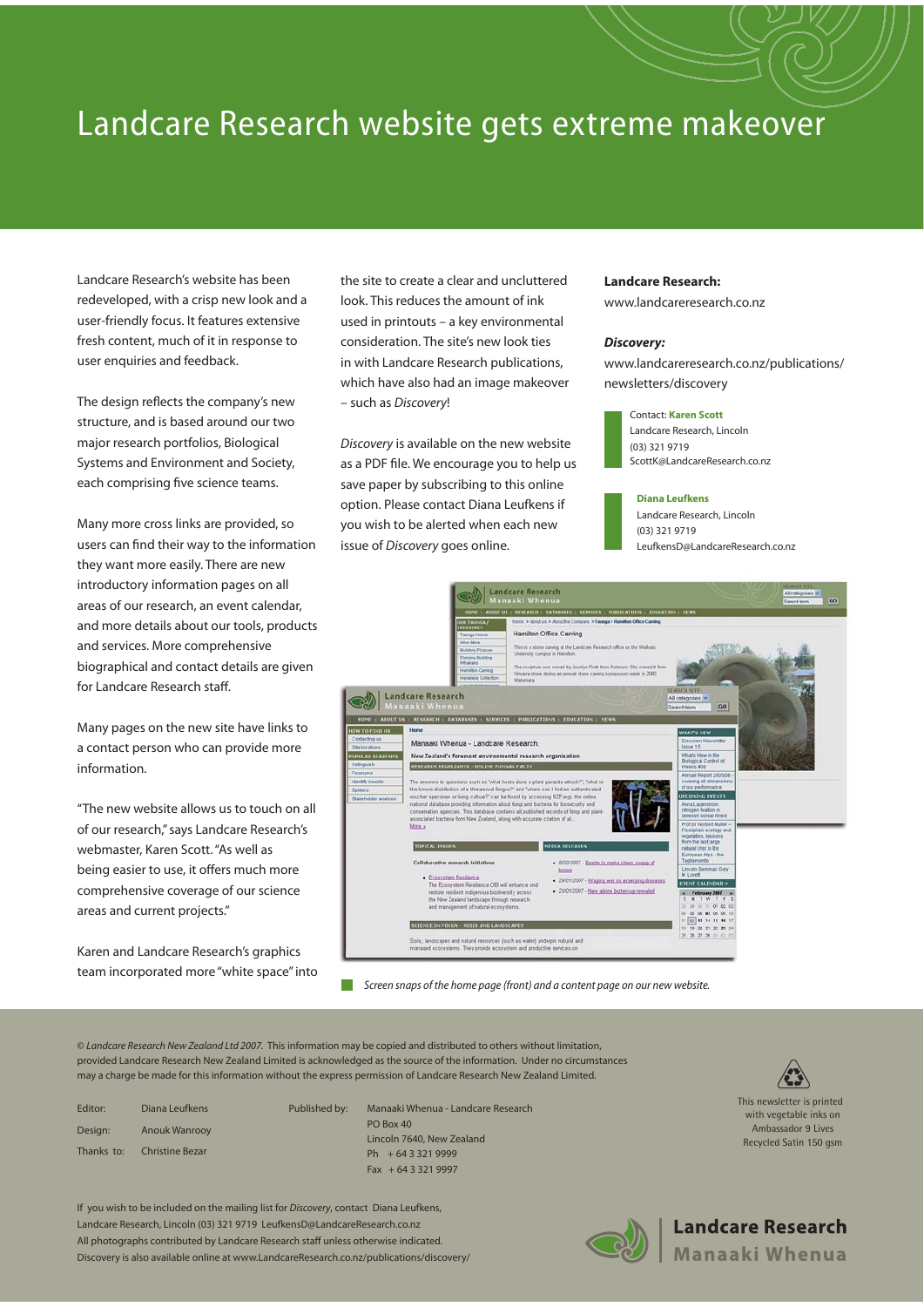# Landcare Research website gets extreme makeover

Landcare Research's website has been redeveloped, with a crisp new look and a user-friendly focus. It features extensive fresh content, much of it in response to user enquiries and feedback.

The design reflects the company's new structure, and is based around our two major research portfolios, Biological Systems and Environment and Society, each comprising five science teams.

Many more cross links are provided, so users can find their way to the information they want more easily. There are new introductory information pages on all areas of our research, an event calendar, and more details about our tools, products and services. More comprehensive biographical and contact details are given for Landcare Research staff.

Many pages on the new site have links to a contact person who can provide more information.

"The new website allows us to touch on all of our research," says Landcare Research's webmaster, Karen Scott. "As well as being easier to use, it offers much more comprehensive coverage of our science areas and current projects."

Karen and Landcare Research's graphics team incorporated more "white space" into the site to create a clear and uncluttered look. This reduces the amount of ink used in printouts – a key environmental consideration. The site's new look ties in with Landcare Research publications, which have also had an image makeover – such as *Discovery*!

*Discovery* is available on the new website as a PDF file. We encourage you to help us save paper by subscribing to this online option. Please contact Diana Leufkens if you wish to be alerted when each new issue of *Discovery* goes online.

**Landcare Research:**
www.landcareresearch.co.nz

***Discovery:***
www.landcareresearch.co.nz/publications/newsletters/discovery

Contact: **Karen Scott**
Landcare Research, Lincoln
(03) 321 9719
ScottK@LandcareResearch.co.nz

**Diana Leufkens**
Landcare Research, Lincoln
(03) 321 9719
LeufkensD@LandcareResearch.co.nz

*Screen snaps of the home page (front) and a content page on our new website.*

© *Landcare Research New Zealand Ltd 2007.* This information may be copied and distributed to others without limitation, provided Landcare Research New Zealand Limited is acknowledged as the source of the information. Under no circumstances may a charge be made for this information without the express permission of Landcare Research New Zealand Limited.

| | |
|---|---|
| Editor: | Diana Leufkens |
| Design: | Anouk Wanrooy |
| Thanks to: | Christine Bezar |

Published by: Manaaki Whenua - Landcare Research
PO Box 40
Lincoln 7640, New Zealand
Ph +64 3 321 9999
Fax +64 3 321 9997

This newsletter is printed with vegetable inks on Ambassador 9 Lives Recycled Satin 150 gsm

If you wish to be included on the mailing list for *Discovery*, contact Diana Leufkens, Landcare Research, Lincoln (03) 321 9719 LeufkensD@LandcareResearch.co.nz
All photographs contributed by Landcare Research staff unless otherwise indicated.
Discovery is also available online at www.LandcareResearch.co.nz/publications/discovery/

Landcare Research
Manaaki Whenua